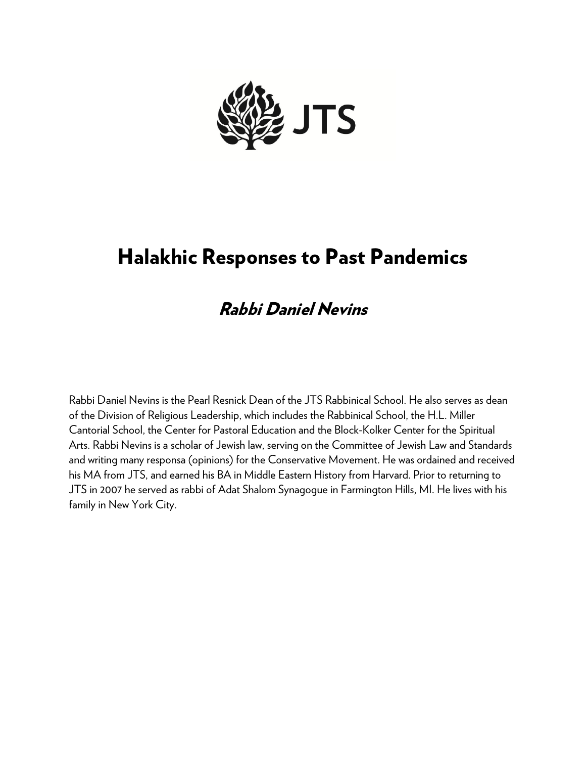JTS

# Halakhic Responses to Past Pandemics

## *Rabbi Daniel Nevins*

Rabbi Daniel Nevins is the Pearl Resnick Dean of the JTS Rabbinical School. He also serves as dean of the Division of Religious Leadership, which includes the Rabbinical School, the H.L. Miller Cantorial School, the Center for Pastoral Education and the Block-Kolker Center for the Spiritual Arts. Rabbi Nevins is a scholar of Jewish law, serving on the Committee of Jewish Law and Standards and writing many responsa (opinions) for the Conservative Movement. He was ordained and received his MA from JTS, and earned his BA in Middle Eastern History from Harvard. Prior to returning to JTS in 2007 he served as rabbi of Adat Shalom Synagogue in Farmington Hills, MI. He lives with his family in New York City.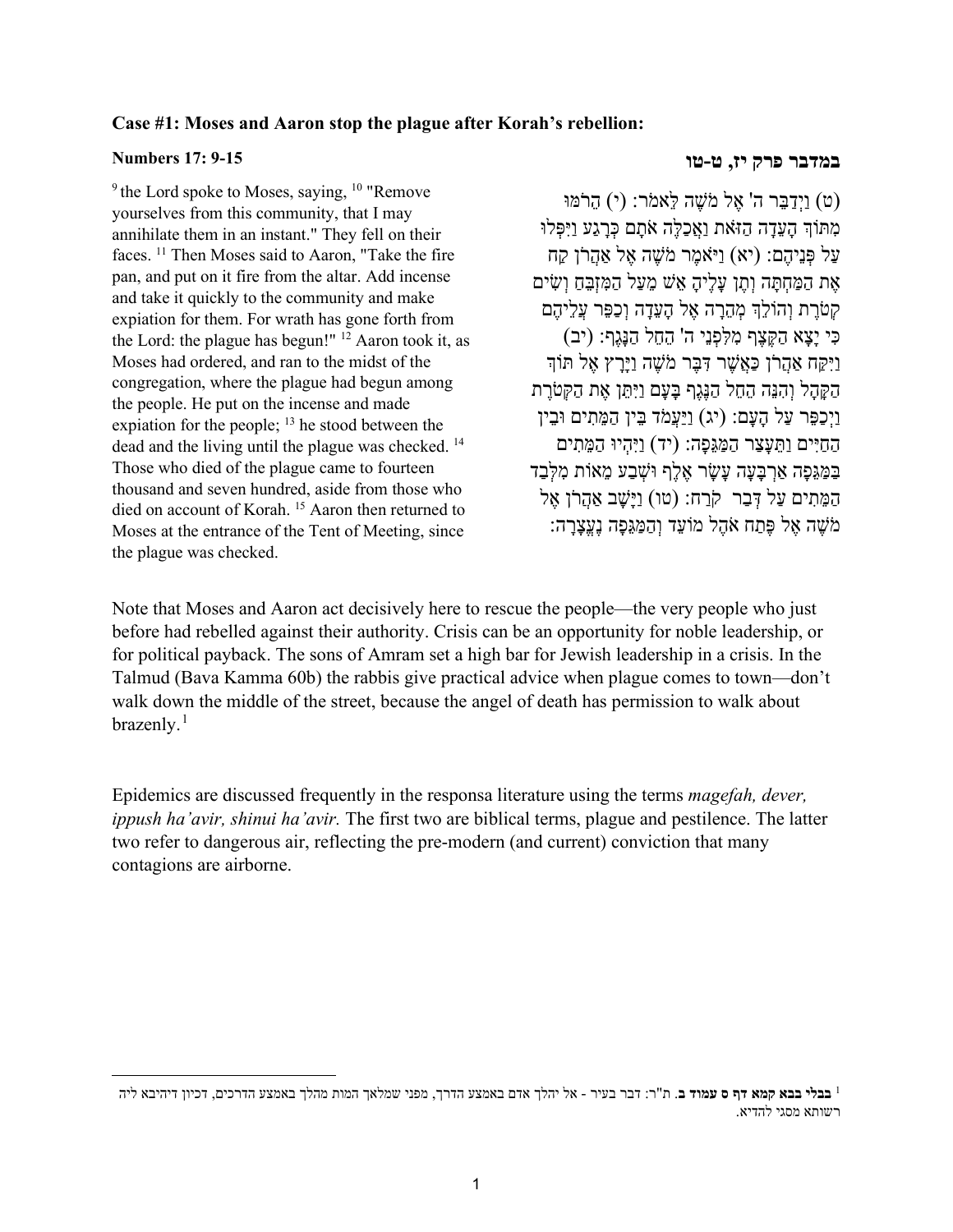**Case #1: Moses and Aaron stop the plague after Korah's rebellion:**

**Numbers 17: 9-15**

[9] the Lord spoke to Moses, saying, [10] "Remove yourselves from this community, that I may annihilate them in an instant." They fell on their faces. [11] Then Moses said to Aaron, "Take the fire pan, and put on it fire from the altar. Add incense and take it quickly to the community and make expiation for them. For wrath has gone forth from the Lord: the plague has begun!" [12] Aaron took it, as Moses had ordered, and ran to the midst of the congregation, where the plague had begun among the people. He put on the incense and made expiation for the people; [13] he stood between the dead and the living until the plague was checked. [14] Those who died of the plague came to fourteen thousand and seven hundred, aside from those who died on account of Korah. [15] Aaron then returned to Moses at the entrance of the Tent of Meeting, since the plague was checked.

**במדבר פרק יז, ט-טו**

(ט) וַיְדַבֵּר ה' אֶל מֹשֶׁה לֵּאמֹר: (י) הֵרֹמּוּ מִתּוֹךְ הָעֵדָה הַזֹּאת וַאֲכַלֶּה אֹתָם כְּרָגַע וַיִּפְּלוּ עַל פְּנֵיהֶם: (יא) וַיֹּאמֶר מֹשֶׁה אֶל אַהֲרֹן קַח אֶת הַמַּחְתָּה וְתֶן עָלֶיהָ אֵשׁ מֵעַל הַמִּזְבֵּחַ וְשִׂים קְטֹרֶת וְהוֹלֵךְ מְהֵרָה אֶל הָעֵדָה וְכַפֵּר עֲלֵיהֶם כִּי יָצָא הַקֶּצֶף מִלִּפְנֵי ה' הֵחֵל הַנָּגֶף: (יב) וַיִּקַּח אַהֲרֹן כַּאֲשֶׁר דִּבֶּר מֹשֶׁה וַיָּרָץ אֶל תּוֹךְ הַקָּהָל וְהִנֵּה הֵחֵל הַנֶּגֶף בָּעָם וַיִּתֵּן אֶת הַקְּטֹרֶת וַיְכַפֵּר עַל הָעָם: (יג) וַיַּעֲמֹד בֵּין הַמֵּתִים וּבֵין הַחַיִּים וַתֵּעָצַר הַמַּגֵּפָה: (יד) וַיִּהְיוּ הַמֵּתִים בַּמַּגֵּפָה אַרְבָּעָה עָשָׂר אֶלֶף וּשְׁבַע מֵאוֹת מִלְּבַד הַמֵּתִים עַל דְּבַר קֹרַח: (טו) וַיָּשָׁב אַהֲרֹן אֶל מֹשֶׁה אֶל פֶּתַח אֹהֶל מוֹעֵד וְהַמַּגֵּפָה נֶעֱצָרָה:

Note that Moses and Aaron act decisively here to rescue the people—the very people who just before had rebelled against their authority. Crisis can be an opportunity for noble leadership, or for political payback. The sons of Amram set a high bar for Jewish leadership in a crisis. In the Talmud (Bava Kamma 60b) the rabbis give practical advice when plague comes to town—don't walk down the middle of the street, because the angel of death has permission to walk about brazenly.[1]

Epidemics are discussed frequently in the responsa literature using the terms *magefah, dever, ippush ha'avir, shinui ha'avir.* The first two are biblical terms, plague and pestilence. The latter two refer to dangerous air, reflecting the pre-modern (and current) conviction that many contagions are airborne.

---

[1] **בבלי בבא קמא דף ס עמוד ב**. ת"ר: דבר בעיר - אל יהלך אדם באמצע הדרך, מפני שמלאך המות מהלך באמצע הדרכים, דכיון דיהיבא ליה רשותא מסגי להדיא.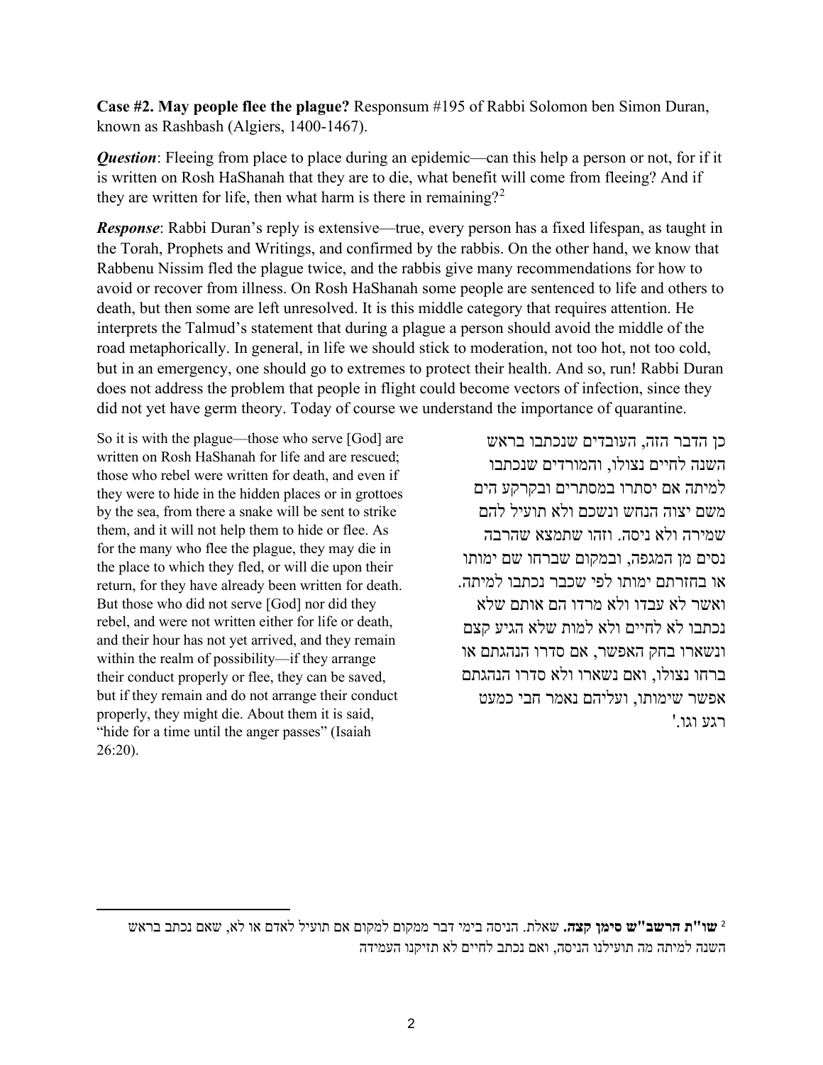**Case #2. May people flee the plague?** Responsum #195 of Rabbi Solomon ben Simon Duran, known as Rashbash (Algiers, 1400-1467).

***Question***: Fleeing from place to place during an epidemic—can this help a person or not, for if it is written on Rosh HaShanah that they are to die, what benefit will come from fleeing? And if they are written for life, then what harm is there in remaining?[2]

***Response***: Rabbi Duran's reply is extensive—true, every person has a fixed lifespan, as taught in the Torah, Prophets and Writings, and confirmed by the rabbis. On the other hand, we know that Rabbenu Nissim fled the plague twice, and the rabbis give many recommendations for how to avoid or recover from illness. On Rosh HaShanah some people are sentenced to life and others to death, but then some are left unresolved. It is this middle category that requires attention. He interprets the Talmud's statement that during a plague a person should avoid the middle of the road metaphorically. In general, in life we should stick to moderation, not too hot, not too cold, but in an emergency, one should go to extremes to protect their health. And so, run! Rabbi Duran does not address the problem that people in flight could become vectors of infection, since they did not yet have germ theory. Today of course we understand the importance of quarantine.

So it is with the plague—those who serve [God] are written on Rosh HaShanah for life and are rescued; those who rebel were written for death, and even if they were to hide in the hidden places or in grottoes by the sea, from there a snake will be sent to strike them, and it will not help them to hide or flee. As for the many who flee the plague, they may die in the place to which they fled, or will die upon their return, for they have already been written for death. But those who did not serve [God] nor did they rebel, and were not written either for life or death, and their hour has not yet arrived, and they remain within the realm of possibility—if they arrange their conduct properly or flee, they can be saved, but if they remain and do not arrange their conduct properly, they might die. About them it is said, "hide for a time until the anger passes" (Isaiah 26:20).

כן הדבר הזה, העובדים שנכתבו בראש השנה לחיים נצולו, והמורדים שנכתבו למיתה אם יסתרו במסתרים ובקרקע הים משם יצוה הנחש ונשכם ולא תועיל להם שמירה ולא ניסה. וזהו שתמצא שהרבה נסים מן המגפה, ובמקום שברחו שם ימותו או בחזרתם ימותו לפי שכבר נכתבו למיתה. ואשר לא עבדו ולא מרדו הם אותם שלא נכתבו לא לחיים ולא למות שלא הגיע קצם ונשארו בחק האפשר, אם סדרו הנהגתם או ברחו נצולו, ואם נשארו ולא סדרו הנהגתם אפשר שימותו, ועליהם נאמר חבי כמעט רגע וגו.'

---

[2] **שו"ת הרשב"ש סימן קצה.** שאלת. הניסה בימי דבר ממקום למקום אם תועיל לאדם או לא, שאם נכתב בראש השנה למיתה מה תועילנו הניסה, ואם נכתב לחיים לא תזיקנו העמידה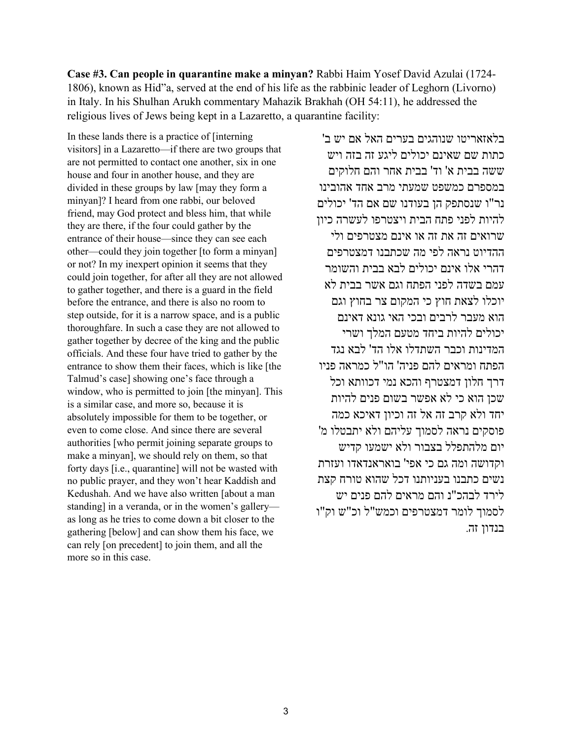**Case #3. Can people in quarantine make a minyan?** Rabbi Haim Yosef David Azulai (1724-1806), known as Hid"a, served at the end of his life as the rabbinic leader of Leghorn (Livorno) in Italy. In his Shulhan Arukh commentary Mahazik Brakhah (OH 54:11), he addressed the religious lives of Jews being kept in a Lazaretto, a quarantine facility:

In these lands there is a practice of [interning visitors] in a Lazaretto—if there are two groups that are not permitted to contact one another, six in one house and four in another house, and they are divided in these groups by law [may they form a minyan]? I heard from one rabbi, our beloved friend, may God protect and bless him, that while they are there, if the four could gather by the entrance of their house—since they can see each other—could they join together [to form a minyan] or not? In my inexpert opinion it seems that they could join together, for after all they are not allowed to gather together, and there is a guard in the field before the entrance, and there is also no room to step outside, for it is a narrow space, and is a public thoroughfare. In such a case they are not allowed to gather together by decree of the king and the public officials. And these four have tried to gather by the entrance to show them their faces, which is like [the Talmud's case] showing one's face through a window, who is permitted to join [the minyan]. This is a similar case, and more so, because it is absolutely impossible for them to be together, or even to come close. And since there are several authorities [who permit joining separate groups to make a minyan], we should rely on them, so that forty days [i.e., quarantine] will not be wasted with no public prayer, and they won't hear Kaddish and Kedushah. And we have also written [about a man standing] in a veranda, or in the women's gallery—as long as he tries to come down a bit closer to the gathering [below] and can show them his face, we can rely [on precedent] to join them, and all the more so in this case.

בלאזאריטו שנוהגים בערים האל אם יש ב' כתות שם שאינם יכולים ליגע זה בזה ויש ששה בבית א' וד' בבית אחר והם חלוקים במספרם כמשפט שמעתי מרב אחד אהובינו נר"ו שנסתפק הן בעודנו שם אם הד' יכולים להיות לפני פתח הבית ויצטרפו לעשרה כיון שרואים זה את זה או אינם מצטרפים ולי ההדיוט נראה לפי מה שכתבנו דמצטרפים דהרי אלו אינם יכולים לבא בבית והשומר עמם בשדה לפני הפתח וגם אשר בבית לא יוכלו לצאת חוץ כי המקום צר בחוץ וגם הוא מעבר לרבים ובכי האי גונא דאינם יכולים להיות ביחד מטעם המלך ושרי המדינות וכבר השתדלו אלו הד' לבא נגד הפתח ומראים להם פניה' הו"ל כמראה פניו דרך חלון דמצטרף והכא נמי דכוותא וכל שכן הוא כי לא אפשר בשום פנים להיות יחד ולא קרב זה אל זה וכיון דאיכא כמה פוסקים נראה לסמוך עליהם ולא יתבטלו מ' יום מלהתפלל בצבור ולא ישמעו קדיש וקדושה ומה גם כי אפי' בוארנדאדו ועזרת נשים כתבנו בעניותנו דכל שהוא טורח קצת לירד לבהכ"נ והם מראים להם פנים יש לסמוך לומר דמצטרפים וכמש"ל וכ"ש וק"ו בנדון זה.